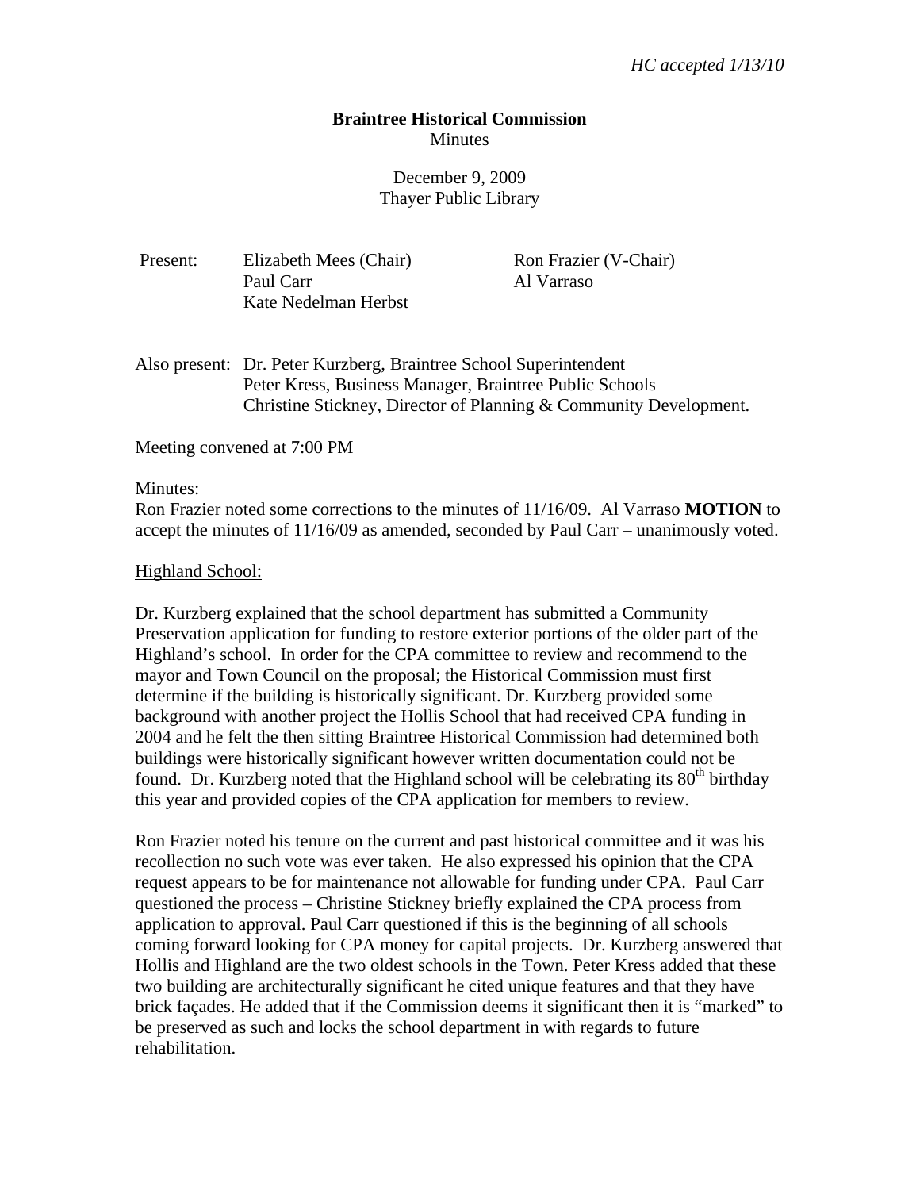*HC accepted 1/13/10*

**Braintree Historical Commission**
Minutes

December 9, 2009
Thayer Public Library

| Present: | Elizabeth Mees (Chair) | Ron Frazier (V-Chair) |
|---|---|---|
| | Paul Carr | Al Varraso |
| | Kate Nedelman Herbst | |

Also present: Dr. Peter Kurzberg, Braintree School Superintendent
Peter Kress, Business Manager, Braintree Public Schools
Christine Stickney, Director of Planning & Community Development.

Meeting convened at 7:00 PM

Minutes:
Ron Frazier noted some corrections to the minutes of 11/16/09. Al Varraso **MOTION** to accept the minutes of 11/16/09 as amended, seconded by Paul Carr – unanimously voted.

Highland School:

Dr. Kurzberg explained that the school department has submitted a Community Preservation application for funding to restore exterior portions of the older part of the Highland's school. In order for the CPA committee to review and recommend to the mayor and Town Council on the proposal; the Historical Commission must first determine if the building is historically significant. Dr. Kurzberg provided some background with another project the Hollis School that had received CPA funding in 2004 and he felt the then sitting Braintree Historical Commission had determined both buildings were historically significant however written documentation could not be found. Dr. Kurzberg noted that the Highland school will be celebrating its 80th birthday this year and provided copies of the CPA application for members to review.

Ron Frazier noted his tenure on the current and past historical committee and it was his recollection no such vote was ever taken. He also expressed his opinion that the CPA request appears to be for maintenance not allowable for funding under CPA. Paul Carr questioned the process – Christine Stickney briefly explained the CPA process from application to approval. Paul Carr questioned if this is the beginning of all schools coming forward looking for CPA money for capital projects. Dr. Kurzberg answered that Hollis and Highland are the two oldest schools in the Town. Peter Kress added that these two building are architecturally significant he cited unique features and that they have brick façades. He added that if the Commission deems it significant then it is "marked" to be preserved as such and locks the school department in with regards to future rehabilitation.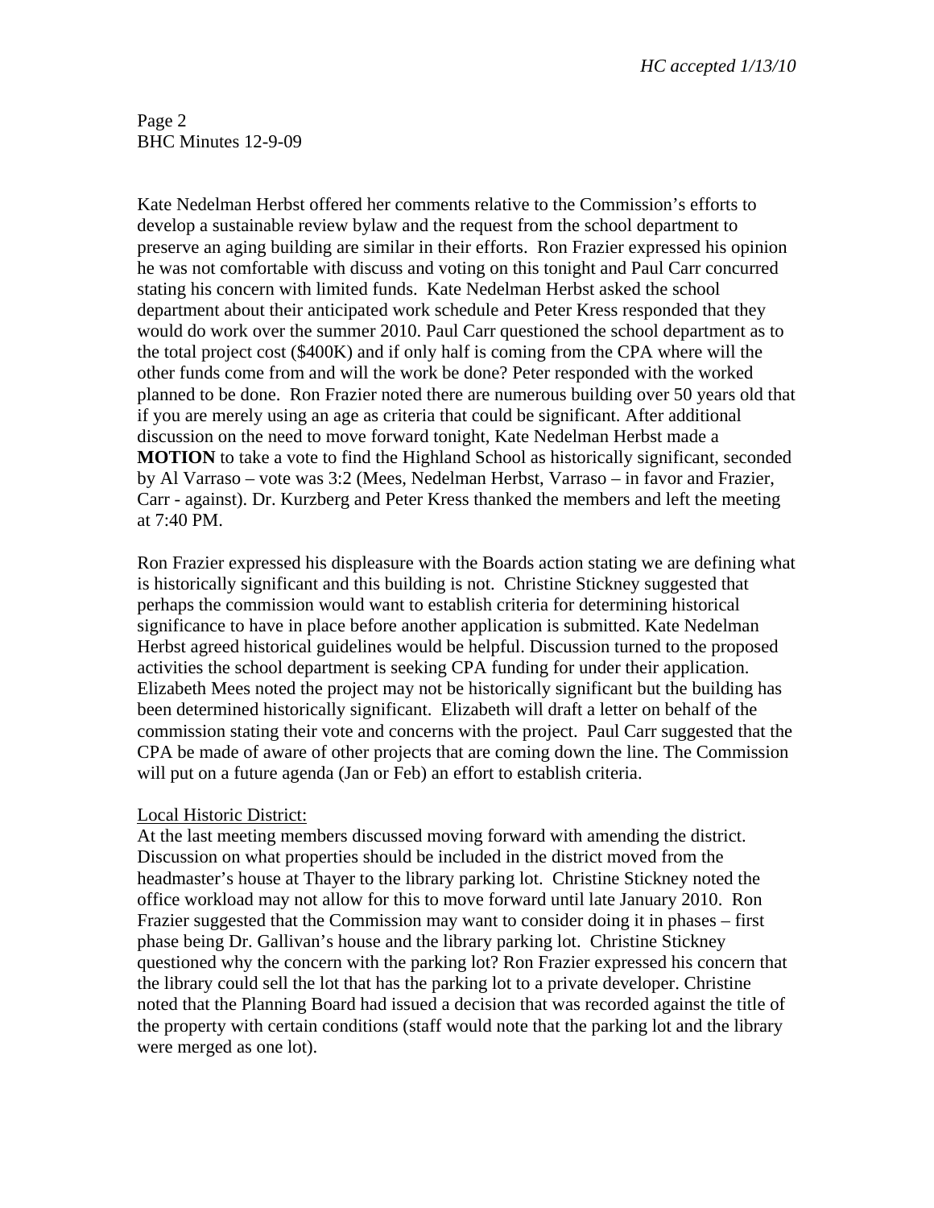Kate Nedelman Herbst offered her comments relative to the Commission's efforts to develop a sustainable review bylaw and the request from the school department to preserve an aging building are similar in their efforts. Ron Frazier expressed his opinion he was not comfortable with discuss and voting on this tonight and Paul Carr concurred stating his concern with limited funds. Kate Nedelman Herbst asked the school department about their anticipated work schedule and Peter Kress responded that they would do work over the summer 2010. Paul Carr questioned the school department as to the total project cost ($400K) and if only half is coming from the CPA where will the other funds come from and will the work be done? Peter responded with the worked planned to be done. Ron Frazier noted there are numerous building over 50 years old that if you are merely using an age as criteria that could be significant. After additional discussion on the need to move forward tonight, Kate Nedelman Herbst made a **MOTION** to take a vote to find the Highland School as historically significant, seconded by Al Varraso – vote was 3:2 (Mees, Nedelman Herbst, Varraso – in favor and Frazier, Carr - against). Dr. Kurzberg and Peter Kress thanked the members and left the meeting at 7:40 PM.

Ron Frazier expressed his displeasure with the Boards action stating we are defining what is historically significant and this building is not. Christine Stickney suggested that perhaps the commission would want to establish criteria for determining historical significance to have in place before another application is submitted. Kate Nedelman Herbst agreed historical guidelines would be helpful. Discussion turned to the proposed activities the school department is seeking CPA funding for under their application. Elizabeth Mees noted the project may not be historically significant but the building has been determined historically significant. Elizabeth will draft a letter on behalf of the commission stating their vote and concerns with the project. Paul Carr suggested that the CPA be made of aware of other projects that are coming down the line. The Commission will put on a future agenda (Jan or Feb) an effort to establish criteria.

Local Historic District:

At the last meeting members discussed moving forward with amending the district. Discussion on what properties should be included in the district moved from the headmaster's house at Thayer to the library parking lot. Christine Stickney noted the office workload may not allow for this to move forward until late January 2010. Ron Frazier suggested that the Commission may want to consider doing it in phases – first phase being Dr. Gallivan's house and the library parking lot. Christine Stickney questioned why the concern with the parking lot? Ron Frazier expressed his concern that the library could sell the lot that has the parking lot to a private developer. Christine noted that the Planning Board had issued a decision that was recorded against the title of the property with certain conditions (staff would note that the parking lot and the library were merged as one lot).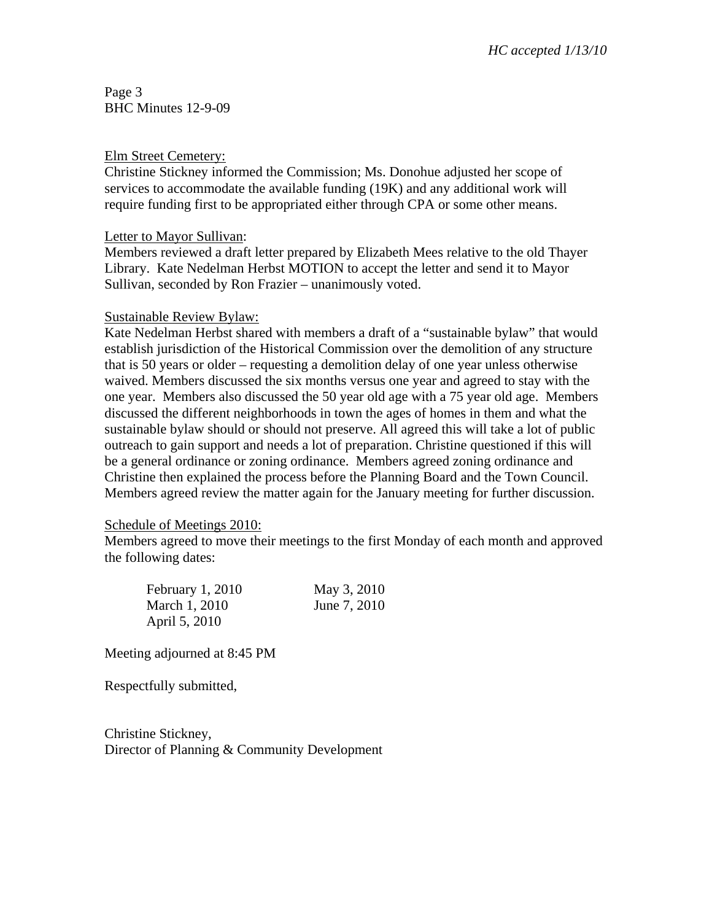Elm Street Cemetery:

Christine Stickney informed the Commission; Ms. Donohue adjusted her scope of services to accommodate the available funding (19K) and any additional work will require funding first to be appropriated either through CPA or some other means.

Letter to Mayor Sullivan:

Members reviewed a draft letter prepared by Elizabeth Mees relative to the old Thayer Library. Kate Nedelman Herbst MOTION to accept the letter and send it to Mayor Sullivan, seconded by Ron Frazier – unanimously voted.

Sustainable Review Bylaw:

Kate Nedelman Herbst shared with members a draft of a "sustainable bylaw" that would establish jurisdiction of the Historical Commission over the demolition of any structure that is 50 years or older – requesting a demolition delay of one year unless otherwise waived. Members discussed the six months versus one year and agreed to stay with the one year. Members also discussed the 50 year old age with a 75 year old age. Members discussed the different neighborhoods in town the ages of homes in them and what the sustainable bylaw should or should not preserve. All agreed this will take a lot of public outreach to gain support and needs a lot of preparation. Christine questioned if this will be a general ordinance or zoning ordinance. Members agreed zoning ordinance and Christine then explained the process before the Planning Board and the Town Council. Members agreed review the matter again for the January meeting for further discussion.

Schedule of Meetings 2010:

Members agreed to move their meetings to the first Monday of each month and approved the following dates:

| | |
|---|---|
| February 1, 2010 | May 3, 2010 |
| March 1, 2010 | June 7, 2010 |
| April 5, 2010 | |

Meeting adjourned at 8:45 PM

Respectfully submitted,

Christine Stickney,
Director of Planning & Community Development